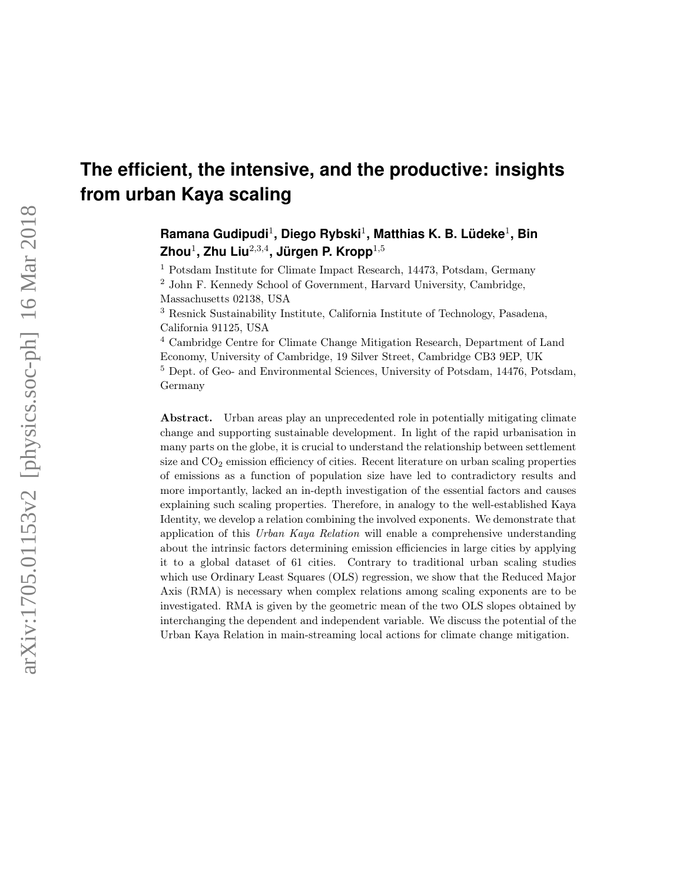# The efficient, the intensive, and the productive: insights from urban Kaya scaling

**Ramana Gudipudi**[1], **Diego Rybski**[1], **Matthias K. B. Lüdeke**[1], **Bin Zhou**[1], **Zhu Liu**[2,3,4], **Jürgen P. Kropp**[1,5]

[1] Potsdam Institute for Climate Impact Research, 14473, Potsdam, Germany

[2] John F. Kennedy School of Government, Harvard University, Cambridge, Massachusetts 02138, USA

[3] Resnick Sustainability Institute, California Institute of Technology, Pasadena, California 91125, USA

[4] Cambridge Centre for Climate Change Mitigation Research, Department of Land Economy, University of Cambridge, 19 Silver Street, Cambridge CB3 9EP, UK

[5] Dept. of Geo- and Environmental Sciences, University of Potsdam, 14476, Potsdam, Germany

**Abstract.** Urban areas play an unprecedented role in potentially mitigating climate change and supporting sustainable development. In light of the rapid urbanisation in many parts on the globe, it is crucial to understand the relationship between settlement size and $CO_2$ emission efficiency of cities. Recent literature on urban scaling properties of emissions as a function of population size have led to contradictory results and more importantly, lacked an in-depth investigation of the essential factors and causes explaining such scaling properties. Therefore, in analogy to the well-established Kaya Identity, we develop a relation combining the involved exponents. We demonstrate that application of this *Urban Kaya Relation* will enable a comprehensive understanding about the intrinsic factors determining emission efficiencies in large cities by applying it to a global dataset of 61 cities. Contrary to traditional urban scaling studies which use Ordinary Least Squares (OLS) regression, we show that the Reduced Major Axis (RMA) is necessary when complex relations among scaling exponents are to be investigated. RMA is given by the geometric mean of the two OLS slopes obtained by interchanging the dependent and independent variable. We discuss the potential of the Urban Kaya Relation in main-streaming local actions for climate change mitigation.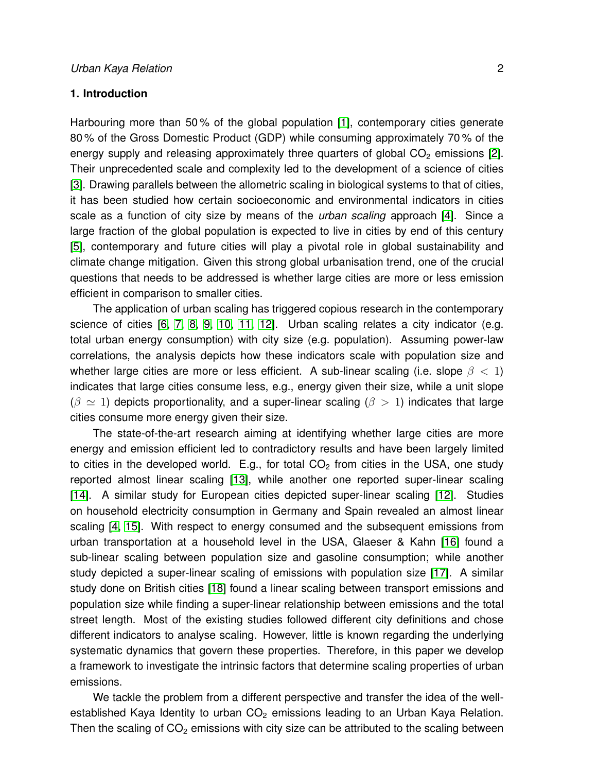## 1. Introduction

Harbouring more than 50 % of the global population [1], contemporary cities generate 80 % of the Gross Domestic Product (GDP) while consuming approximately 70 % of the energy supply and releasing approximately three quarters of global $CO_2$ emissions [2]. Their unprecedented scale and complexity led to the development of a science of cities [3]. Drawing parallels between the allometric scaling in biological systems to that of cities, it has been studied how certain socioeconomic and environmental indicators in cities scale as a function of city size by means of the *urban scaling* approach [4]. Since a large fraction of the global population is expected to live in cities by end of this century [5], contemporary and future cities will play a pivotal role in global sustainability and climate change mitigation. Given this strong global urbanisation trend, one of the crucial questions that needs to be addressed is whether large cities are more or less emission efficient in comparison to smaller cities.

The application of urban scaling has triggered copious research in the contemporary science of cities [6, 7, 8, 9, 10, 11, 12]. Urban scaling relates a city indicator (e.g. total urban energy consumption) with city size (e.g. population). Assuming power-law correlations, the analysis depicts how these indicators scale with population size and whether large cities are more or less efficient. A sub-linear scaling (i.e. slope $\beta < 1$) indicates that large cities consume less, e.g., energy given their size, while a unit slope ($\beta \simeq 1$) depicts proportionality, and a super-linear scaling ($\beta > 1$) indicates that large cities consume more energy given their size.

The state-of-the-art research aiming at identifying whether large cities are more energy and emission efficient led to contradictory results and have been largely limited to cities in the developed world. E.g., for total $CO_2$ from cities in the USA, one study reported almost linear scaling [13], while another one reported super-linear scaling [14]. A similar study for European cities depicted super-linear scaling [12]. Studies on household electricity consumption in Germany and Spain revealed an almost linear scaling [4, 15]. With respect to energy consumed and the subsequent emissions from urban transportation at a household level in the USA, Glaeser & Kahn [16] found a sub-linear scaling between population size and gasoline consumption; while another study depicted a super-linear scaling of emissions with population size [17]. A similar study done on British cities [18] found a linear scaling between transport emissions and population size while finding a super-linear relationship between emissions and the total street length. Most of the existing studies followed different city definitions and chose different indicators to analyse scaling. However, little is known regarding the underlying systematic dynamics that govern these properties. Therefore, in this paper we develop a framework to investigate the intrinsic factors that determine scaling properties of urban emissions.

We tackle the problem from a different perspective and transfer the idea of the well-established Kaya Identity to urban $CO_2$ emissions leading to an Urban Kaya Relation. Then the scaling of $CO_2$ emissions with city size can be attributed to the scaling between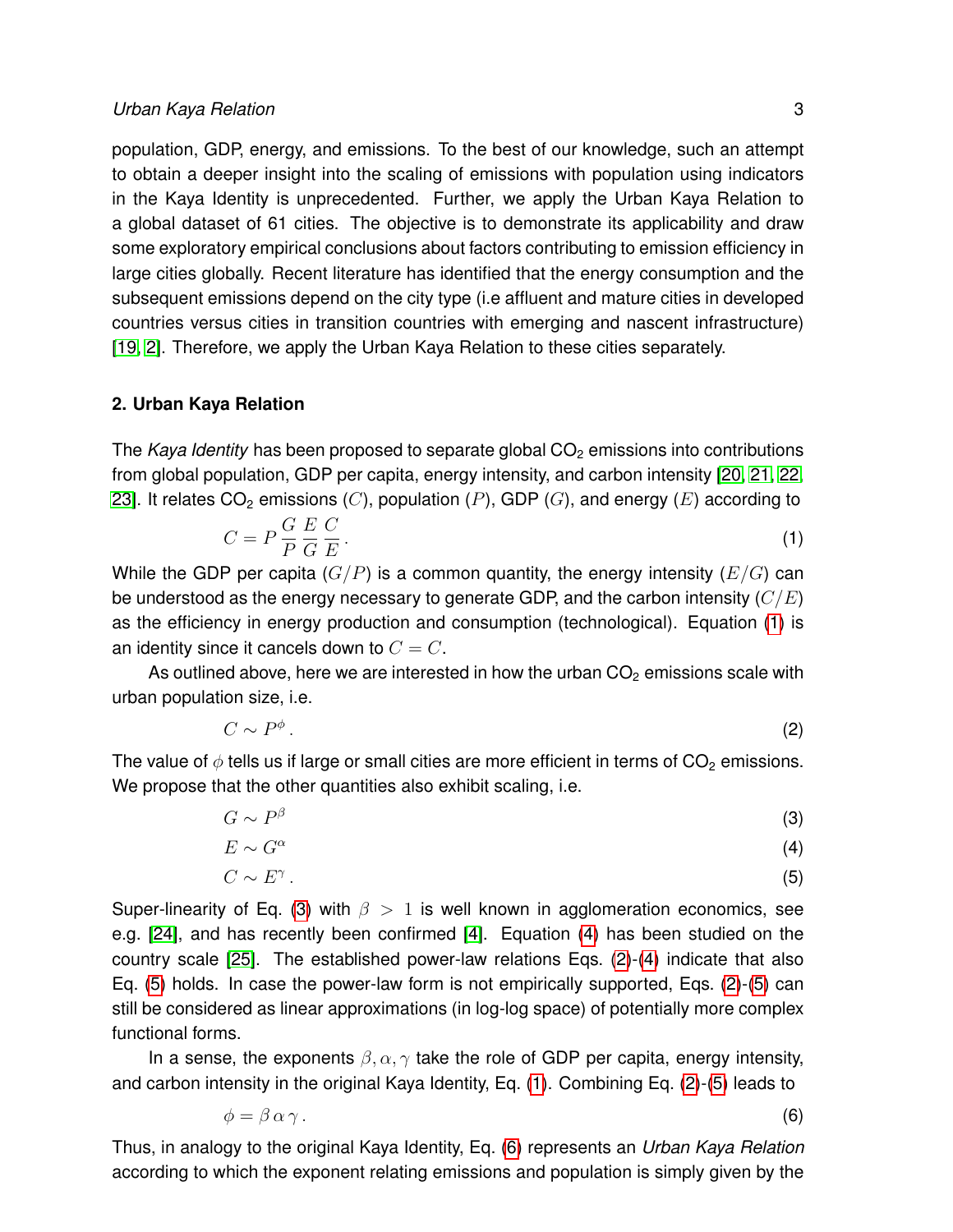population, GDP, energy, and emissions. To the best of our knowledge, such an attempt to obtain a deeper insight into the scaling of emissions with population using indicators in the Kaya Identity is unprecedented. Further, we apply the Urban Kaya Relation to a global dataset of 61 cities. The objective is to demonstrate its applicability and draw some exploratory empirical conclusions about factors contributing to emission efficiency in large cities globally. Recent literature has identified that the energy consumption and the subsequent emissions depend on the city type (i.e affluent and mature cities in developed countries versus cities in transition countries with emerging and nascent infrastructure) [19, 2]. Therefore, we apply the Urban Kaya Relation to these cities separately.

## 2. Urban Kaya Relation

The *Kaya Identity* has been proposed to separate global $CO_2$ emissions into contributions from global population, GDP per capita, energy intensity, and carbon intensity [20, 21, 22, 23]. It relates $CO_2$ emissions ($C$), population ($P$), GDP ($G$), and energy ($E$) according to

$$C = P\,\frac{G}{P}\,\frac{E}{G}\,\frac{C}{E}\,. \tag{1}$$

While the GDP per capita ($G/P$) is a common quantity, the energy intensity ($E/G$) can be understood as the energy necessary to generate GDP, and the carbon intensity ($C/E$) as the efficiency in energy production and consumption (technological). Equation (1) is an identity since it cancels down to $C = C$.

As outlined above, here we are interested in how the urban $CO_2$ emissions scale with urban population size, i.e.

$$C \sim P^{\phi}\,. \tag{2}$$

The value of $\phi$ tells us if large or small cities are more efficient in terms of $CO_2$ emissions. We propose that the other quantities also exhibit scaling, i.e.

$$G \sim P^{\beta} \tag{3}$$

$$E \sim G^{\alpha} \tag{4}$$

$$C \sim E^{\gamma}\,. \tag{5}$$

Super-linearity of Eq. (3) with $\beta > 1$ is well known in agglomeration economics, see e.g. [24], and has recently been confirmed [4]. Equation (4) has been studied on the country scale [25]. The established power-law relations Eqs. (2)-(4) indicate that also Eq. (5) holds. In case the power-law form is not empirically supported, Eqs. (2)-(5) can still be considered as linear approximations (in log-log space) of potentially more complex functional forms.

In a sense, the exponents $\beta, \alpha, \gamma$ take the role of GDP per capita, energy intensity, and carbon intensity in the original Kaya Identity, Eq. (1). Combining Eq. (2)-(5) leads to

$$\phi = \beta\,\alpha\,\gamma\,. \tag{6}$$

Thus, in analogy to the original Kaya Identity, Eq. (6) represents an *Urban Kaya Relation* according to which the exponent relating emissions and population is simply given by the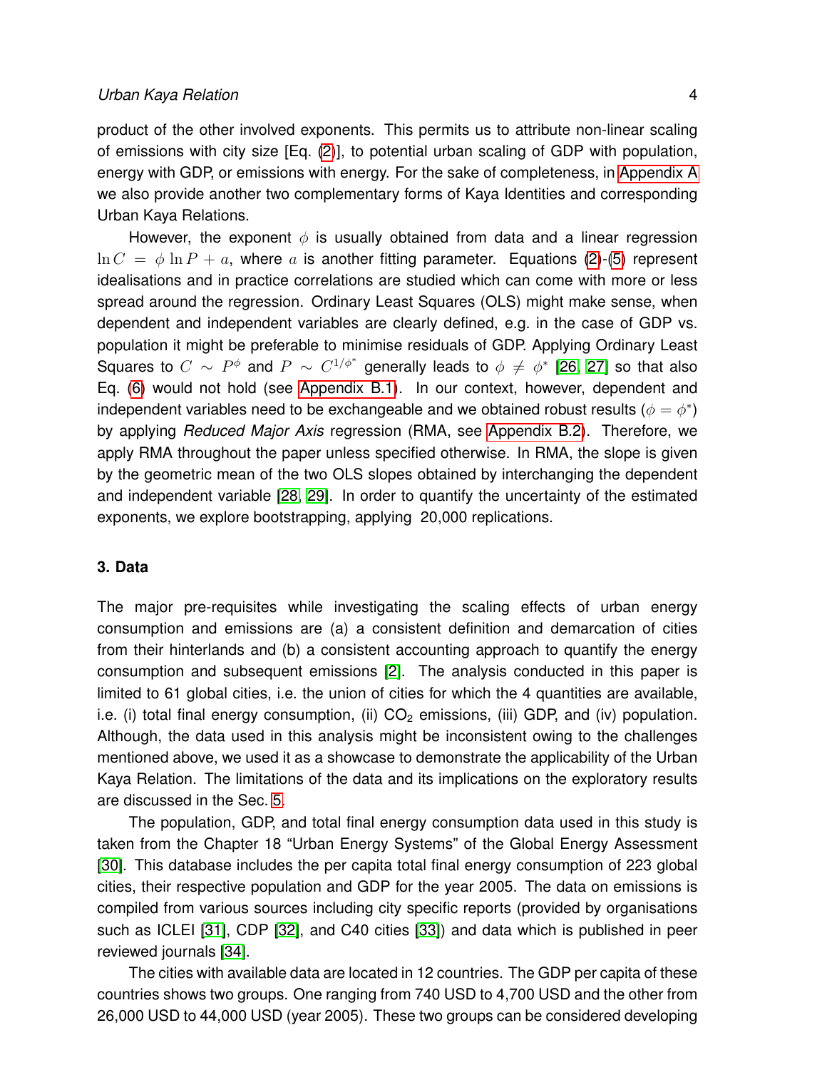product of the other involved exponents. This permits us to attribute non-linear scaling of emissions with city size [Eq. (2)], to potential urban scaling of GDP with population, energy with GDP, or emissions with energy. For the sake of completeness, in Appendix A we also provide another two complementary forms of Kaya Identities and corresponding Urban Kaya Relations.

However, the exponent $\phi$ is usually obtained from data and a linear regression $\ln C = \phi \ln P + a$, where $a$ is another fitting parameter. Equations (2)-(5) represent idealisations and in practice correlations are studied which can come with more or less spread around the regression. Ordinary Least Squares (OLS) might make sense, when dependent and independent variables are clearly defined, e.g. in the case of GDP vs. population it might be preferable to minimise residuals of GDP. Applying Ordinary Least Squares to $C \sim P^{\phi}$ and $P \sim C^{1/\phi^*}$ generally leads to $\phi \neq \phi^*$ [26, 27] so that also Eq. (6) would not hold (see Appendix B.1). In our context, however, dependent and independent variables need to be exchangeable and we obtained robust results ($\phi = \phi^*$) by applying *Reduced Major Axis* regression (RMA, see Appendix B.2). Therefore, we apply RMA throughout the paper unless specified otherwise. In RMA, the slope is given by the geometric mean of the two OLS slopes obtained by interchanging the dependent and independent variable [28, 29]. In order to quantify the uncertainty of the estimated exponents, we explore bootstrapping, applying 20,000 replications.

## 3. Data

The major pre-requisites while investigating the scaling effects of urban energy consumption and emissions are (a) a consistent definition and demarcation of cities from their hinterlands and (b) a consistent accounting approach to quantify the energy consumption and subsequent emissions [2]. The analysis conducted in this paper is limited to 61 global cities, i.e. the union of cities for which the 4 quantities are available, i.e. (i) total final energy consumption, (ii) $CO_2$ emissions, (iii) GDP, and (iv) population. Although, the data used in this analysis might be inconsistent owing to the challenges mentioned above, we used it as a showcase to demonstrate the applicability of the Urban Kaya Relation. The limitations of the data and its implications on the exploratory results are discussed in the Sec. 5.

The population, GDP, and total final energy consumption data used in this study is taken from the Chapter 18 "Urban Energy Systems" of the Global Energy Assessment [30]. This database includes the per capita total final energy consumption of 223 global cities, their respective population and GDP for the year 2005. The data on emissions is compiled from various sources including city specific reports (provided by organisations such as ICLEI [31], CDP [32], and C40 cities [33]) and data which is published in peer reviewed journals [34].

The cities with available data are located in 12 countries. The GDP per capita of these countries shows two groups. One ranging from 740 USD to 4,700 USD and the other from 26,000 USD to 44,000 USD (year 2005). These two groups can be considered developing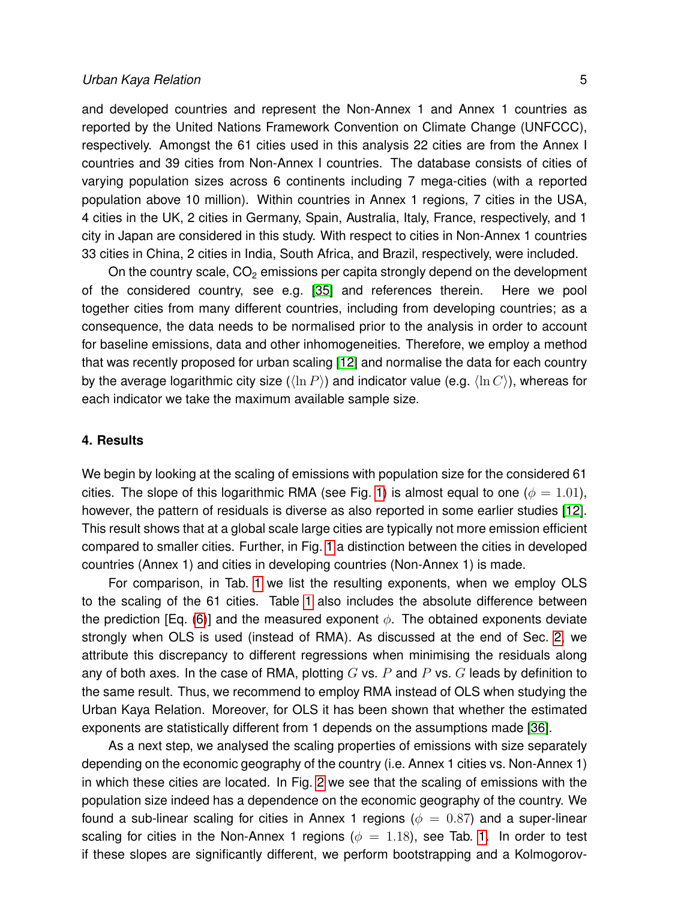and developed countries and represent the Non-Annex 1 and Annex 1 countries as reported by the United Nations Framework Convention on Climate Change (UNFCCC), respectively. Amongst the 61 cities used in this analysis 22 cities are from the Annex I countries and 39 cities from Non-Annex I countries. The database consists of cities of varying population sizes across 6 continents including 7 mega-cities (with a reported population above 10 million). Within countries in Annex 1 regions, 7 cities in the USA, 4 cities in the UK, 2 cities in Germany, Spain, Australia, Italy, France, respectively, and 1 city in Japan are considered in this study. With respect to cities in Non-Annex 1 countries 33 cities in China, 2 cities in India, South Africa, and Brazil, respectively, were included.

On the country scale, $CO_2$ emissions per capita strongly depend on the development of the considered country, see e.g. [35] and references therein. Here we pool together cities from many different countries, including from developing countries; as a consequence, the data needs to be normalised prior to the analysis in order to account for baseline emissions, data and other inhomogeneities. Therefore, we employ a method that was recently proposed for urban scaling [12] and normalise the data for each country by the average logarithmic city size ($\langle \ln P \rangle$) and indicator value (e.g. $\langle \ln C \rangle$), whereas for each indicator we take the maximum available sample size.

## 4. Results

We begin by looking at the scaling of emissions with population size for the considered 61 cities. The slope of this logarithmic RMA (see Fig. 1) is almost equal to one ($\phi = 1.01$), however, the pattern of residuals is diverse as also reported in some earlier studies [12]. This result shows that at a global scale large cities are typically not more emission efficient compared to smaller cities. Further, in Fig. 1 a distinction between the cities in developed countries (Annex 1) and cities in developing countries (Non-Annex 1) is made.

For comparison, in Tab. 1 we list the resulting exponents, when we employ OLS to the scaling of the 61 cities. Table 1 also includes the absolute difference between the prediction [Eq. (6)] and the measured exponent $\phi$. The obtained exponents deviate strongly when OLS is used (instead of RMA). As discussed at the end of Sec. 2, we attribute this discrepancy to different regressions when minimising the residuals along any of both axes. In the case of RMA, plotting $G$ vs. $P$ and $P$ vs. $G$ leads by definition to the same result. Thus, we recommend to employ RMA instead of OLS when studying the Urban Kaya Relation. Moreover, for OLS it has been shown that whether the estimated exponents are statistically different from 1 depends on the assumptions made [36].

As a next step, we analysed the scaling properties of emissions with size separately depending on the economic geography of the country (i.e. Annex 1 cities vs. Non-Annex 1) in which these cities are located. In Fig. 2 we see that the scaling of emissions with the population size indeed has a dependence on the economic geography of the country. We found a sub-linear scaling for cities in Annex 1 regions ($\phi = 0.87$) and a super-linear scaling for cities in the Non-Annex 1 regions ($\phi = 1.18$), see Tab. 1. In order to test if these slopes are significantly different, we perform bootstrapping and a Kolmogorov-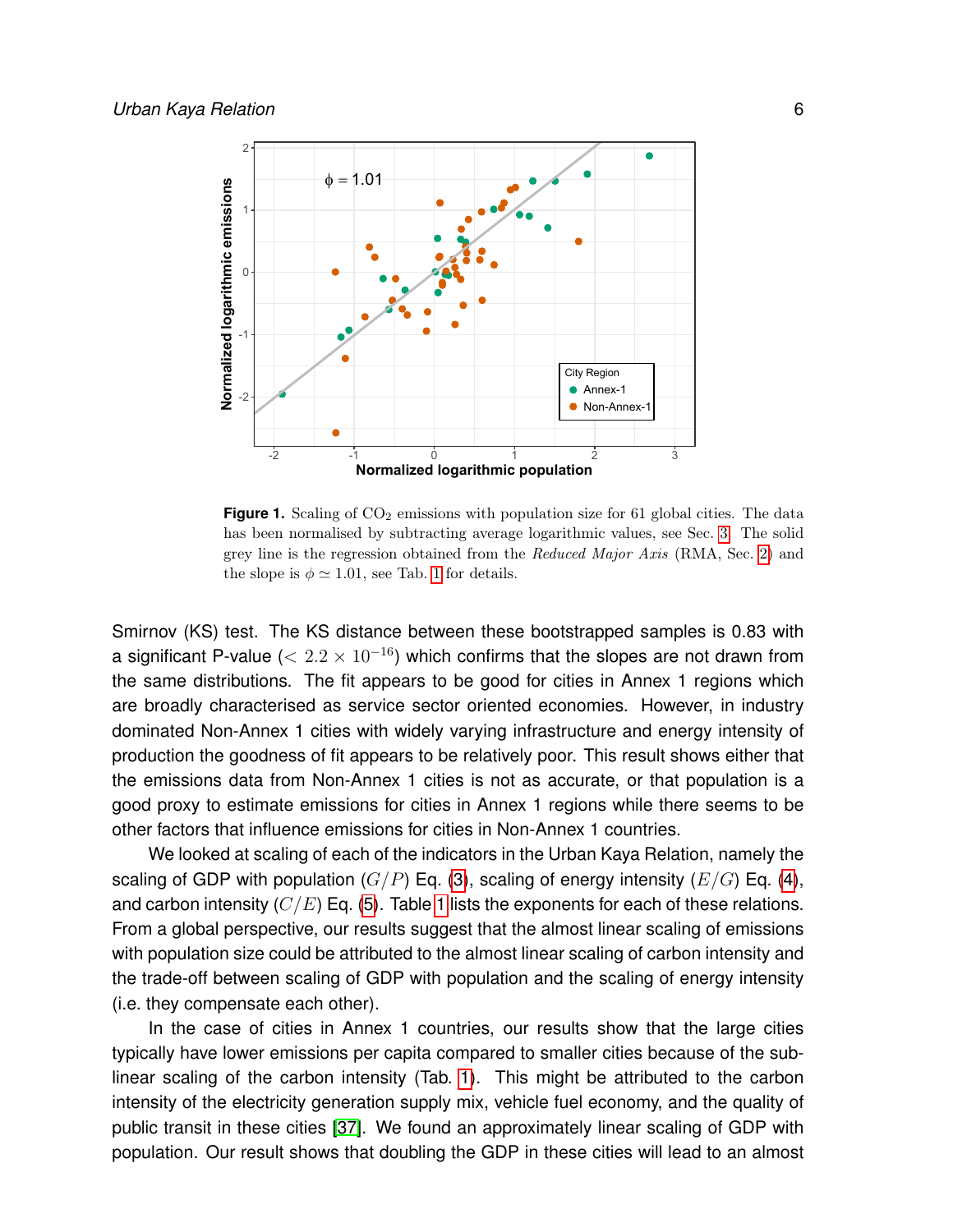**Figure 1.** Scaling of $CO_2$ emissions with population size for 61 global cities. The data has been normalised by subtracting average logarithmic values, see Sec. 3. The solid grey line is the regression obtained from the *Reduced Major Axis* (RMA, Sec. 2) and the slope is $\phi \simeq 1.01$, see Tab. 1 for details.

Smirnov (KS) test. The KS distance between these bootstrapped samples is 0.83 with a significant P-value ($< 2.2 \times 10^{-16}$) which confirms that the slopes are not drawn from the same distributions. The fit appears to be good for cities in Annex 1 regions which are broadly characterised as service sector oriented economies. However, in industry dominated Non-Annex 1 cities with widely varying infrastructure and energy intensity of production the goodness of fit appears to be relatively poor. This result shows either that the emissions data from Non-Annex 1 cities is not as accurate, or that population is a good proxy to estimate emissions for cities in Annex 1 regions while there seems to be other factors that influence emissions for cities in Non-Annex 1 countries.

We looked at scaling of each of the indicators in the Urban Kaya Relation, namely the scaling of GDP with population ($G/P$) Eq. (3), scaling of energy intensity ($E/G$) Eq. (4), and carbon intensity ($C/E$) Eq. (5). Table 1 lists the exponents for each of these relations. From a global perspective, our results suggest that the almost linear scaling of emissions with population size could be attributed to the almost linear scaling of carbon intensity and the trade-off between scaling of GDP with population and the scaling of energy intensity (i.e. they compensate each other).

In the case of cities in Annex 1 countries, our results show that the large cities typically have lower emissions per capita compared to smaller cities because of the sub-linear scaling of the carbon intensity (Tab. 1). This might be attributed to the carbon intensity of the electricity generation supply mix, vehicle fuel economy, and the quality of public transit in these cities [37]. We found an approximately linear scaling of GDP with population. Our result shows that doubling the GDP in these cities will lead to an almost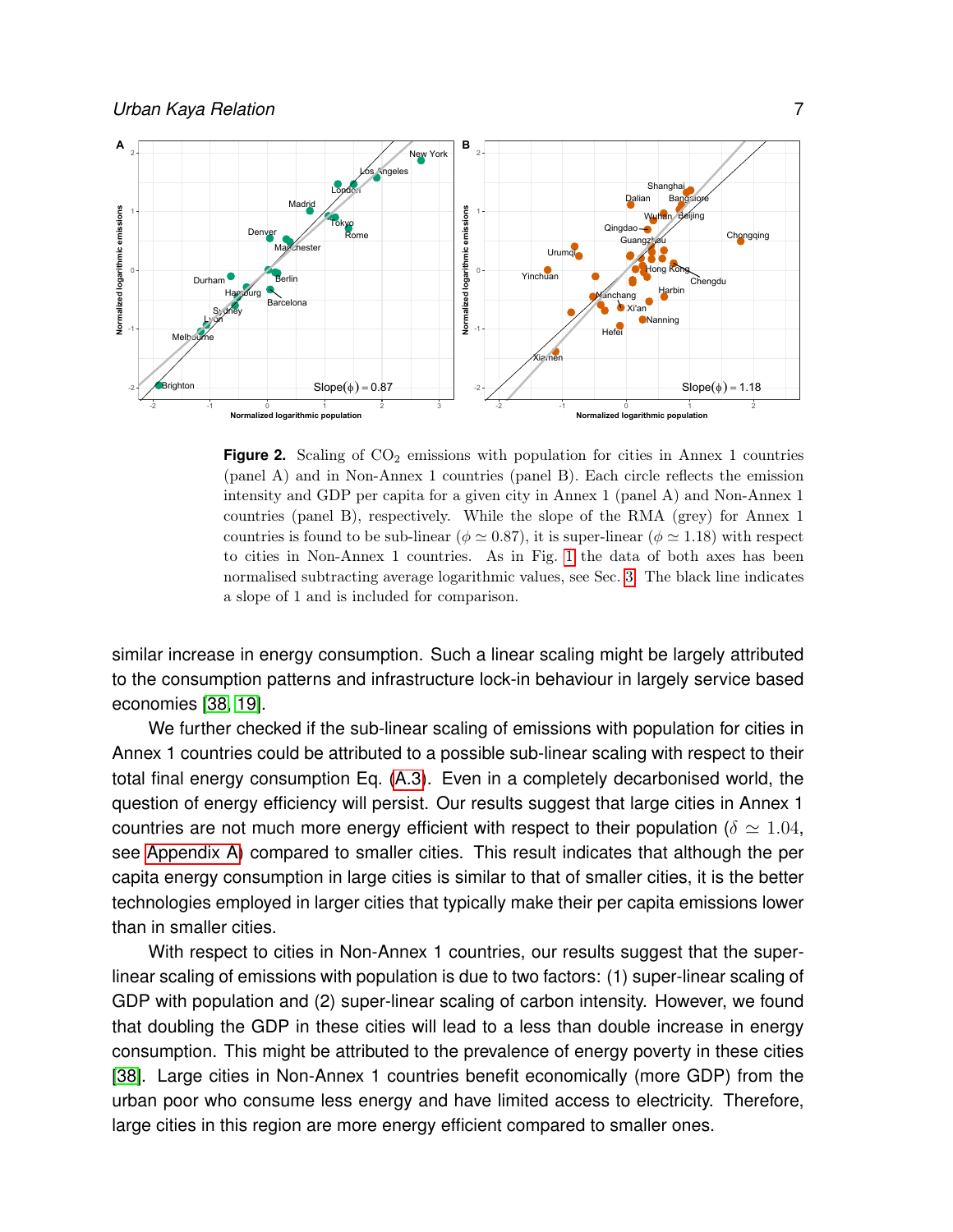**Figure 2.** Scaling of $CO_2$ emissions with population for cities in Annex 1 countries (panel A) and in Non-Annex 1 countries (panel B). Each circle reflects the emission intensity and GDP per capita for a given city in Annex 1 (panel A) and Non-Annex 1 countries (panel B), respectively. While the slope of the RMA (grey) for Annex 1 countries is found to be sub-linear ($\phi \simeq 0.87$), it is super-linear ($\phi \simeq 1.18$) with respect to cities in Non-Annex 1 countries. As in Fig. 1 the data of both axes has been normalised subtracting average logarithmic values, see Sec. 3. The black line indicates a slope of 1 and is included for comparison.

similar increase in energy consumption. Such a linear scaling might be largely attributed to the consumption patterns and infrastructure lock-in behaviour in largely service based economies [38, 19].

We further checked if the sub-linear scaling of emissions with population for cities in Annex 1 countries could be attributed to a possible sub-linear scaling with respect to their total final energy consumption Eq. (A.3). Even in a completely decarbonised world, the question of energy efficiency will persist. Our results suggest that large cities in Annex 1 countries are not much more energy efficient with respect to their population ($\delta \simeq 1.04$, see Appendix A) compared to smaller cities. This result indicates that although the per capita energy consumption in large cities is similar to that of smaller cities, it is the better technologies employed in larger cities that typically make their per capita emissions lower than in smaller cities.

With respect to cities in Non-Annex 1 countries, our results suggest that the super-linear scaling of emissions with population is due to two factors: (1) super-linear scaling of GDP with population and (2) super-linear scaling of carbon intensity. However, we found that doubling the GDP in these cities will lead to a less than double increase in energy consumption. This might be attributed to the prevalence of energy poverty in these cities [38]. Large cities in Non-Annex 1 countries benefit economically (more GDP) from the urban poor who consume less energy and have limited access to electricity. Therefore, large cities in this region are more energy efficient compared to smaller ones.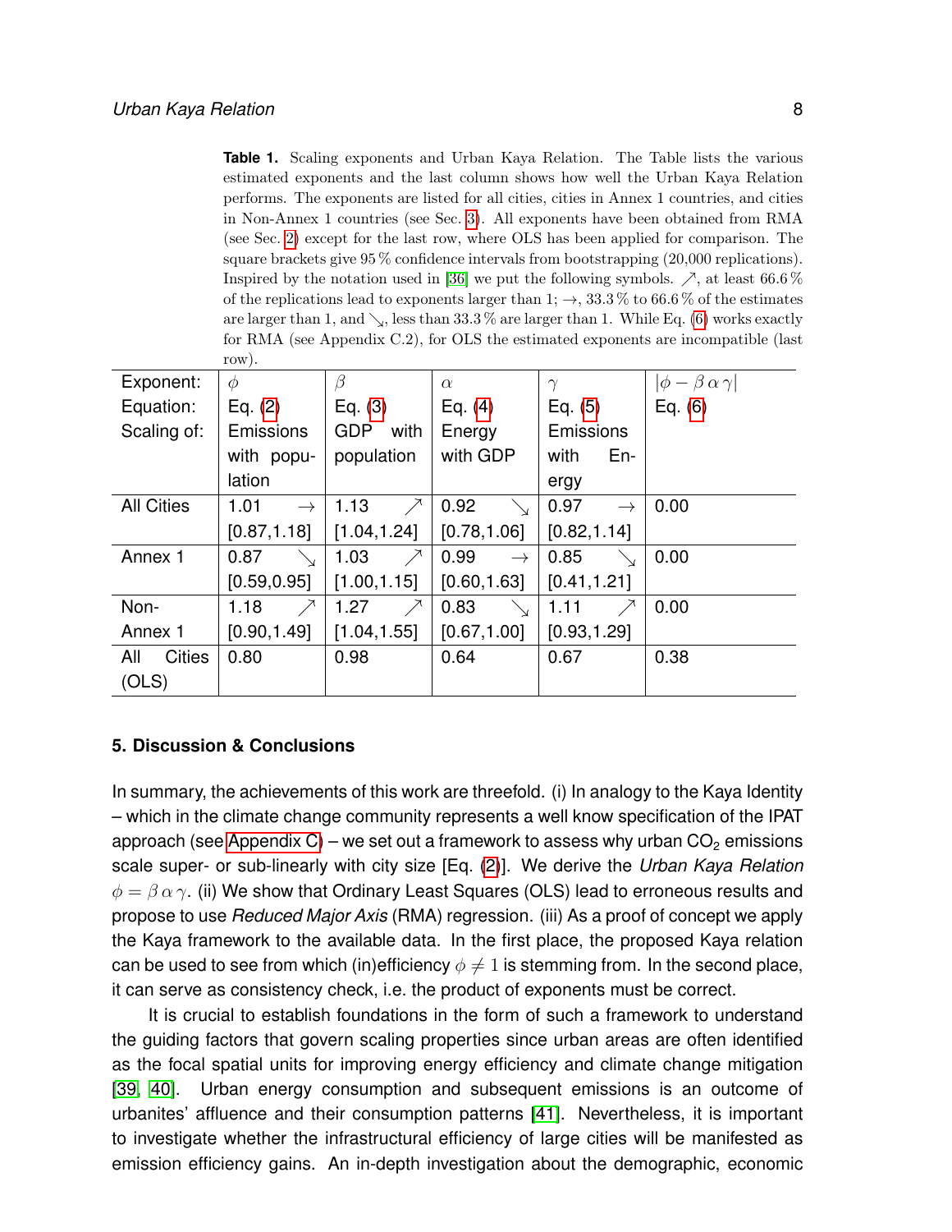**Table 1.** Scaling exponents and Urban Kaya Relation. The Table lists the various estimated exponents and the last column shows how well the Urban Kaya Relation performs. The exponents are listed for all cities, cities in Annex 1 countries, and cities in Non-Annex 1 countries (see Sec. 3). All exponents have been obtained from RMA (see Sec. 2) except for the last row, where OLS has been applied for comparison. The square brackets give 95 % confidence intervals from bootstrapping (20,000 replications). Inspired by the notation used in [36] we put the following symbols. $\nearrow$, at least 66.6 % of the replications lead to exponents larger than 1; $\rightarrow$, 33.3 % to 66.6 % of the estimates are larger than 1, and $\searrow$, less than 33.3 % are larger than 1. While Eq. (6) works exactly for RMA (see Appendix C.2), for OLS the estimated exponents are incompatible (last row).

| Exponent: | $\phi$ | $\beta$ | $\alpha$ | $\gamma$ | $\lvert\phi - \beta\,\alpha\,\gamma\rvert$ |
|---|---|---|---|---|---|
| Equation: | Eq. (2) | Eq. (3) | Eq. (4) | Eq. (5) | Eq. (6) |
| Scaling of: | Emissions with population | GDP with population | Energy with GDP | Emissions with Energy | |
| All Cities | 1.01 $\rightarrow$ [0.87,1.18] | 1.13 $\nearrow$ [1.04,1.24] | 0.92 $\searrow$ [0.78,1.06] | 0.97 $\rightarrow$ [0.82,1.14] | 0.00 |
| Annex 1 | 0.87 $\searrow$ [0.59,0.95] | 1.03 $\nearrow$ [1.00,1.15] | 0.99 $\rightarrow$ [0.60,1.63] | 0.85 $\searrow$ [0.41,1.21] | 0.00 |
| Non-Annex 1 | 1.18 $\nearrow$ [0.90,1.49] | 1.27 $\nearrow$ [1.04,1.55] | 0.83 $\searrow$ [0.67,1.00] | 1.11 $\nearrow$ [0.93,1.29] | 0.00 |
| All Cities (OLS) | 0.80 | 0.98 | 0.64 | 0.67 | 0.38 |

## 5. Discussion & Conclusions

In summary, the achievements of this work are threefold. (i) In analogy to the Kaya Identity – which in the climate change community represents a well know specification of the IPAT approach (see Appendix C) – we set out a framework to assess why urban $CO_2$ emissions scale super- or sub-linearly with city size [Eq. (2)]. We derive the *Urban Kaya Relation* $\phi = \beta\,\alpha\,\gamma$. (ii) We show that Ordinary Least Squares (OLS) lead to erroneous results and propose to use *Reduced Major Axis* (RMA) regression. (iii) As a proof of concept we apply the Kaya framework to the available data. In the first place, the proposed Kaya relation can be used to see from which (in)efficiency $\phi \neq 1$ is stemming from. In the second place, it can serve as consistency check, i.e. the product of exponents must be correct.

It is crucial to establish foundations in the form of such a framework to understand the guiding factors that govern scaling properties since urban areas are often identified as the focal spatial units for improving energy efficiency and climate change mitigation [39, 40]. Urban energy consumption and subsequent emissions is an outcome of urbanites' affluence and their consumption patterns [41]. Nevertheless, it is important to investigate whether the infrastructural efficiency of large cities will be manifested as emission efficiency gains. An in-depth investigation about the demographic, economic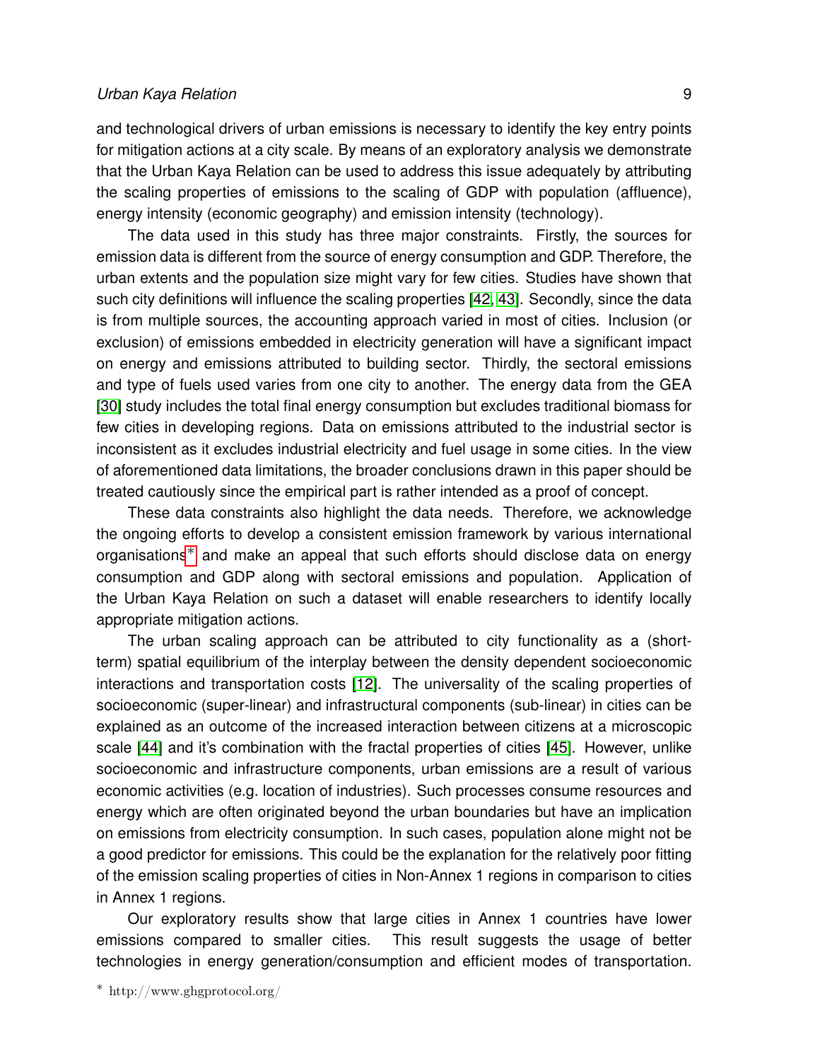and technological drivers of urban emissions is necessary to identify the key entry points for mitigation actions at a city scale. By means of an exploratory analysis we demonstrate that the Urban Kaya Relation can be used to address this issue adequately by attributing the scaling properties of emissions to the scaling of GDP with population (affluence), energy intensity (economic geography) and emission intensity (technology).

The data used in this study has three major constraints. Firstly, the sources for emission data is different from the source of energy consumption and GDP. Therefore, the urban extents and the population size might vary for few cities. Studies have shown that such city definitions will influence the scaling properties [42, 43]. Secondly, since the data is from multiple sources, the accounting approach varied in most of cities. Inclusion (or exclusion) of emissions embedded in electricity generation will have a significant impact on energy and emissions attributed to building sector. Thirdly, the sectoral emissions and type of fuels used varies from one city to another. The energy data from the GEA [30] study includes the total final energy consumption but excludes traditional biomass for few cities in developing regions. Data on emissions attributed to the industrial sector is inconsistent as it excludes industrial electricity and fuel usage in some cities. In the view of aforementioned data limitations, the broader conclusions drawn in this paper should be treated cautiously since the empirical part is rather intended as a proof of concept.

These data constraints also highlight the data needs. Therefore, we acknowledge the ongoing efforts to develop a consistent emission framework by various international organisations[*] and make an appeal that such efforts should disclose data on energy consumption and GDP along with sectoral emissions and population. Application of the Urban Kaya Relation on such a dataset will enable researchers to identify locally appropriate mitigation actions.

The urban scaling approach can be attributed to city functionality as a (short-term) spatial equilibrium of the interplay between the density dependent socioeconomic interactions and transportation costs [12]. The universality of the scaling properties of socioeconomic (super-linear) and infrastructural components (sub-linear) in cities can be explained as an outcome of the increased interaction between citizens at a microscopic scale [44] and it's combination with the fractal properties of cities [45]. However, unlike socioeconomic and infrastructure components, urban emissions are a result of various economic activities (e.g. location of industries). Such processes consume resources and energy which are often originated beyond the urban boundaries but have an implication on emissions from electricity consumption. In such cases, population alone might not be a good predictor for emissions. This could be the explanation for the relatively poor fitting of the emission scaling properties of cities in Non-Annex 1 regions in comparison to cities in Annex 1 regions.

Our exploratory results show that large cities in Annex 1 countries have lower emissions compared to smaller cities. This result suggests the usage of better technologies in energy generation/consumption and efficient modes of transportation.

[*] http://www.ghgprotocol.org/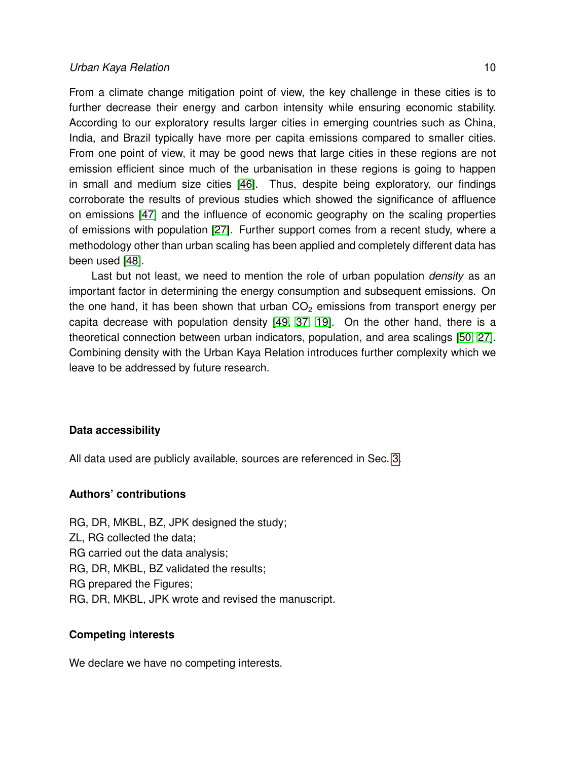From a climate change mitigation point of view, the key challenge in these cities is to further decrease their energy and carbon intensity while ensuring economic stability. According to our exploratory results larger cities in emerging countries such as China, India, and Brazil typically have more per capita emissions compared to smaller cities. From one point of view, it may be good news that large cities in these regions are not emission efficient since much of the urbanisation in these regions is going to happen in small and medium size cities [46]. Thus, despite being exploratory, our findings corroborate the results of previous studies which showed the significance of affluence on emissions [47] and the influence of economic geography on the scaling properties of emissions with population [27]. Further support comes from a recent study, where a methodology other than urban scaling has been applied and completely different data has been used [48].

Last but not least, we need to mention the role of urban population *density* as an important factor in determining the energy consumption and subsequent emissions. On the one hand, it has been shown that urban $CO_2$ emissions from transport energy per capita decrease with population density [49, 37, 19]. On the other hand, there is a theoretical connection between urban indicators, population, and area scalings [50, 27]. Combining density with the Urban Kaya Relation introduces further complexity which we leave to be addressed by future research.

### Data accessibility

All data used are publicly available, sources are referenced in Sec. 3.

### Authors' contributions

RG, DR, MKBL, BZ, JPK designed the study;
ZL, RG collected the data;
RG carried out the data analysis;
RG, DR, MKBL, BZ validated the results;
RG prepared the Figures;
RG, DR, MKBL, JPK wrote and revised the manuscript.

### Competing interests

We declare we have no competing interests.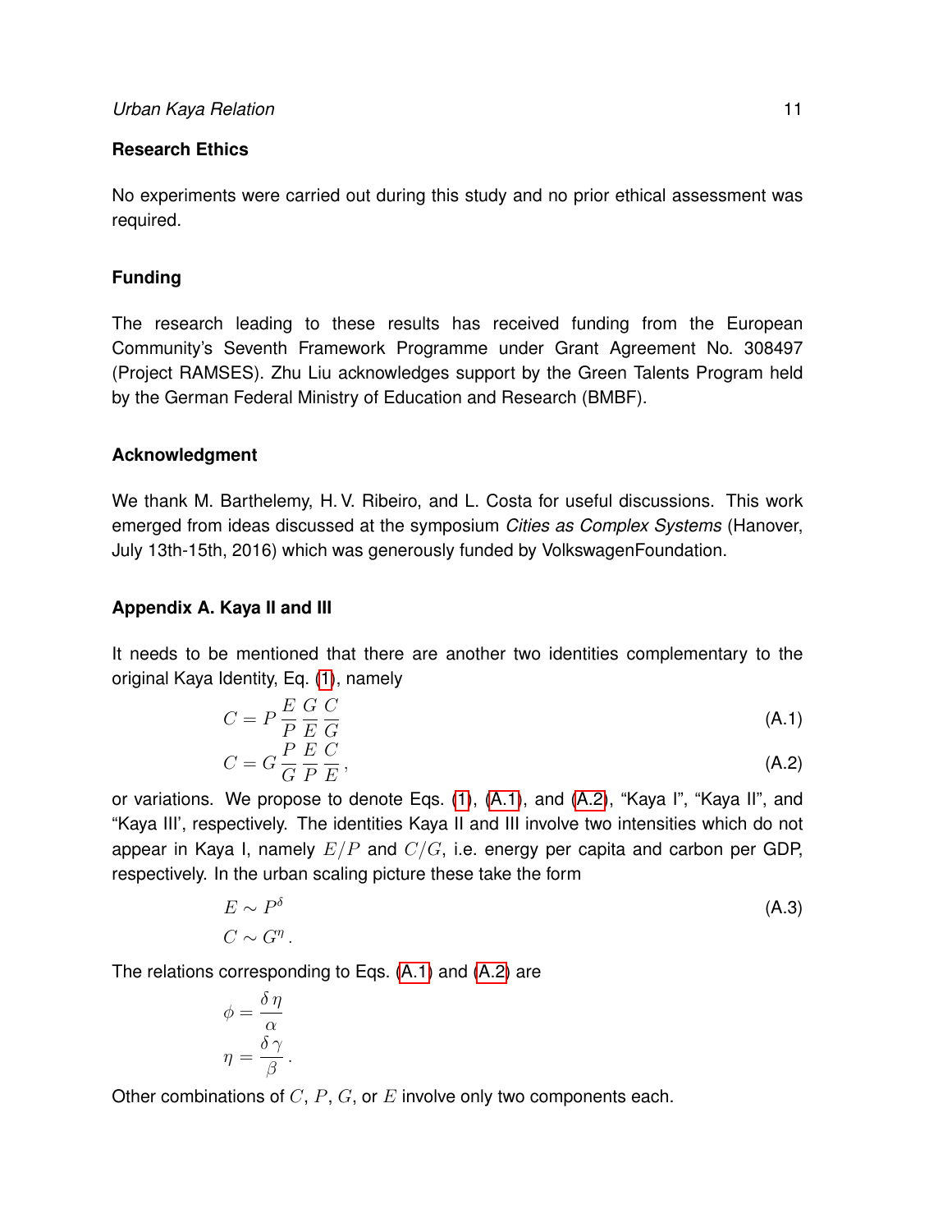## Research Ethics

No experiments were carried out during this study and no prior ethical assessment was required.

## Funding

The research leading to these results has received funding from the European Community's Seventh Framework Programme under Grant Agreement No. 308497 (Project RAMSES). Zhu Liu acknowledges support by the Green Talents Program held by the German Federal Ministry of Education and Research (BMBF).

## Acknowledgment

We thank M. Barthelemy, H. V. Ribeiro, and L. Costa for useful discussions. This work emerged from ideas discussed at the symposium *Cities as Complex Systems* (Hanover, July 13th-15th, 2016) which was generously funded by VolkswagenFoundation.

## Appendix A. Kaya II and III

It needs to be mentioned that there are another two identities complementary to the original Kaya Identity, Eq. (1), namely

$$C = P \frac{E}{P} \frac{G}{E} \frac{C}{G} \tag{A.1}$$

$$C = G \frac{P}{G} \frac{E}{P} \frac{C}{E}, \tag{A.2}$$

or variations. We propose to denote Eqs. (1), (A.1), and (A.2), "Kaya I", "Kaya II", and "Kaya III', respectively. The identities Kaya II and III involve two intensities which do not appear in Kaya I, namely $E/P$ and $C/G$, i.e. energy per capita and carbon per GDP, respectively. In the urban scaling picture these take the form

$$E \sim P^{\delta} \tag{A.3}$$

$$C \sim G^{\eta}.$$

The relations corresponding to Eqs. (A.1) and (A.2) are

$$\phi = \frac{\delta\,\eta}{\alpha}$$

$$\eta = \frac{\delta\,\gamma}{\beta}.$$

Other combinations of $C$, $P$, $G$, or $E$ involve only two components each.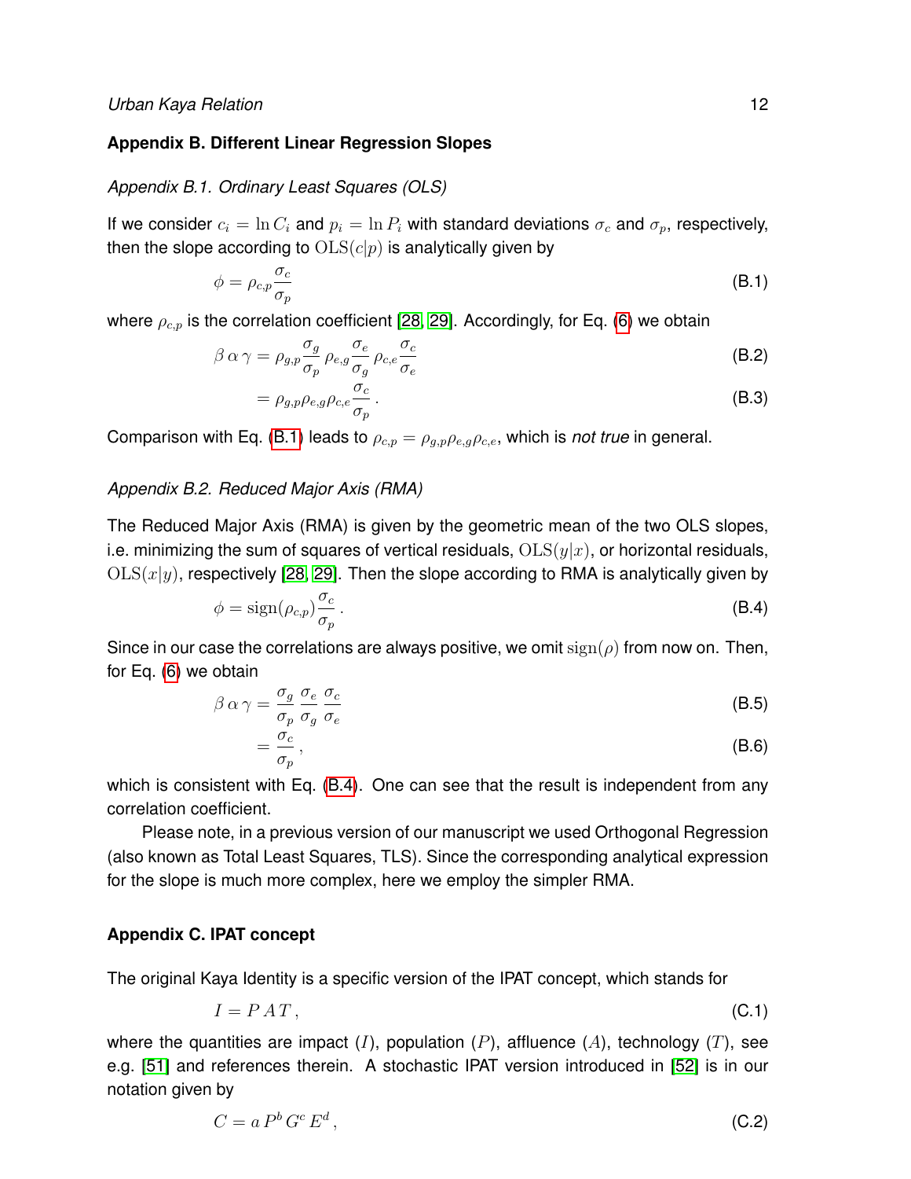## Appendix B. Different Linear Regression Slopes

### *Appendix B.1. Ordinary Least Squares (OLS)*

If we consider $c_i = \ln C_i$ and $p_i = \ln P_i$ with standard deviations $\sigma_c$ and $\sigma_p$, respectively, then the slope according to $\mathrm{OLS}(c|p)$ is analytically given by

$$\phi = \rho_{c,p} \frac{\sigma_c}{\sigma_p} \tag{B.1}$$

where $\rho_{c,p}$ is the correlation coefficient [28, 29]. Accordingly, for Eq. (6) we obtain

$$\beta\,\alpha\,\gamma = \rho_{g,p} \frac{\sigma_g}{\sigma_p}\, \rho_{e,g} \frac{\sigma_e}{\sigma_g}\, \rho_{c,e} \frac{\sigma_c}{\sigma_e} \tag{B.2}$$

$$= \rho_{g,p} \rho_{e,g} \rho_{c,e} \frac{\sigma_c}{\sigma_p}\,. \tag{B.3}$$

Comparison with Eq. (B.1) leads to $\rho_{c,p} = \rho_{g,p}\rho_{e,g}\rho_{c,e}$, which is *not true* in general.

### *Appendix B.2. Reduced Major Axis (RMA)*

The Reduced Major Axis (RMA) is given by the geometric mean of the two OLS slopes, i.e. minimizing the sum of squares of vertical residuals, $\mathrm{OLS}(y|x)$, or horizontal residuals, $\mathrm{OLS}(x|y)$, respectively [28, 29]. Then the slope according to RMA is analytically given by

$$\phi = \mathrm{sign}(\rho_{c,p}) \frac{\sigma_c}{\sigma_p}\,. \tag{B.4}$$

Since in our case the correlations are always positive, we omit $\mathrm{sign}(\rho)$ from now on. Then, for Eq. (6) we obtain

$$\beta\,\alpha\,\gamma = \frac{\sigma_g}{\sigma_p} \frac{\sigma_e}{\sigma_g} \frac{\sigma_c}{\sigma_e} \tag{B.5}$$

$$= \frac{\sigma_c}{\sigma_p}\,, \tag{B.6}$$

which is consistent with Eq. (B.4). One can see that the result is independent from any correlation coefficient.

Please note, in a previous version of our manuscript we used Orthogonal Regression (also known as Total Least Squares, TLS). Since the corresponding analytical expression for the slope is much more complex, here we employ the simpler RMA.

## Appendix C. IPAT concept

The original Kaya Identity is a specific version of the IPAT concept, which stands for

$$I = P\,A\,T\,, \tag{C.1}$$

where the quantities are impact ($I$), population ($P$), affluence ($A$), technology ($T$), see e.g. [51] and references therein. A stochastic IPAT version introduced in [52] is in our notation given by

$$C = a\,P^b\,G^c\,E^d\,, \tag{C.2}$$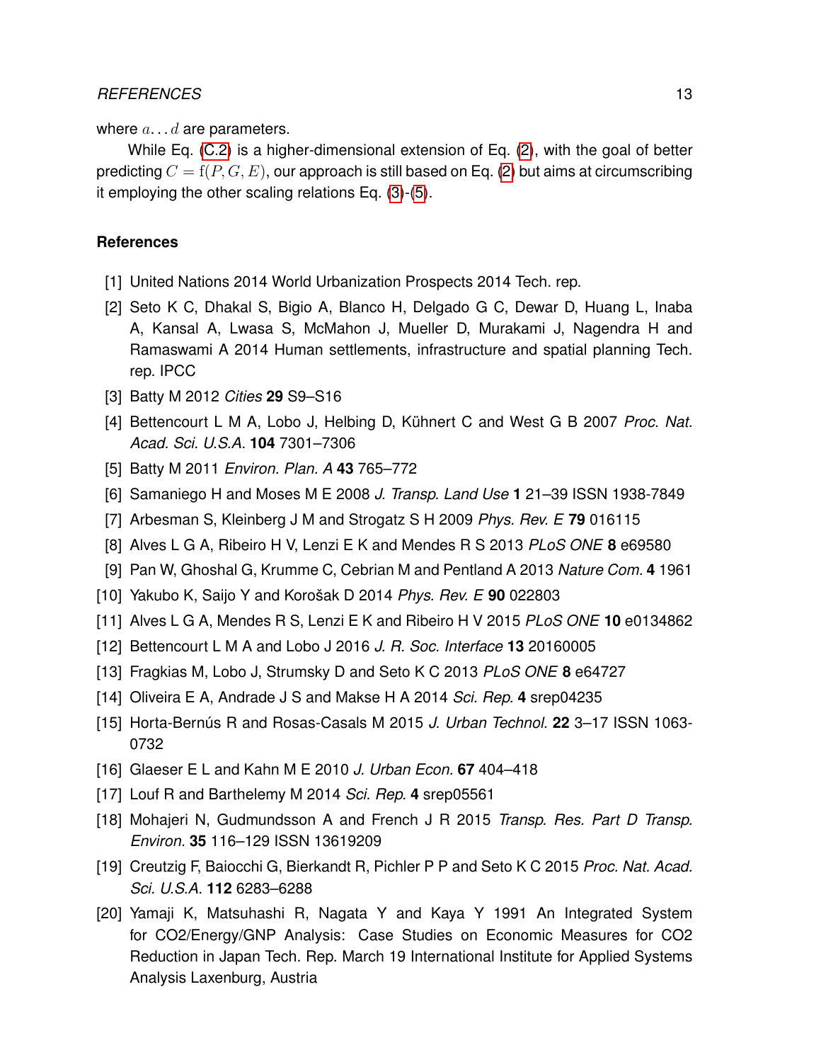where $a \dots d$ are parameters.

While Eq. (C.2) is a higher-dimensional extension of Eq. (2), with the goal of better predicting $C = \mathrm{f}(P, G, E)$, our approach is still based on Eq. (2) but aims at circumscribing it employing the other scaling relations Eq. (3)-(5).

## References

[1] United Nations 2014 World Urbanization Prospects 2014 Tech. rep.

[2] Seto K C, Dhakal S, Bigio A, Blanco H, Delgado G C, Dewar D, Huang L, Inaba A, Kansal A, Lwasa S, McMahon J, Mueller D, Murakami J, Nagendra H and Ramaswami A 2014 Human settlements, infrastructure and spatial planning Tech. rep. IPCC

[3] Batty M 2012 *Cities* **29** S9–S16

[4] Bettencourt L M A, Lobo J, Helbing D, Kühnert C and West G B 2007 *Proc. Nat. Acad. Sci. U.S.A.* **104** 7301–7306

[5] Batty M 2011 *Environ. Plan. A* **43** 765–772

[6] Samaniego H and Moses M E 2008 *J. Transp. Land Use* **1** 21–39 ISSN 1938-7849

[7] Arbesman S, Kleinberg J M and Strogatz S H 2009 *Phys. Rev. E* **79** 016115

[8] Alves L G A, Ribeiro H V, Lenzi E K and Mendes R S 2013 *PLoS ONE* **8** e69580

[9] Pan W, Ghoshal G, Krumme C, Cebrian M and Pentland A 2013 *Nature Com.* **4** 1961

[10] Yakubo K, Saijo Y and Korošak D 2014 *Phys. Rev. E* **90** 022803

[11] Alves L G A, Mendes R S, Lenzi E K and Ribeiro H V 2015 *PLoS ONE* **10** e0134862

[12] Bettencourt L M A and Lobo J 2016 *J. R. Soc. Interface* **13** 20160005

[13] Fragkias M, Lobo J, Strumsky D and Seto K C 2013 *PLoS ONE* **8** e64727

[14] Oliveira E A, Andrade J S and Makse H A 2014 *Sci. Rep.* **4** srep04235

[15] Horta-Bernús R and Rosas-Casals M 2015 *J. Urban Technol.* **22** 3–17 ISSN 1063-0732

[16] Glaeser E L and Kahn M E 2010 *J. Urban Econ.* **67** 404–418

[17] Louf R and Barthelemy M 2014 *Sci. Rep.* **4** srep05561

[18] Mohajeri N, Gudmundsson A and French J R 2015 *Transp. Res. Part D Transp. Environ.* **35** 116–129 ISSN 13619209

[19] Creutzig F, Baiocchi G, Bierkandt R, Pichler P P and Seto K C 2015 *Proc. Nat. Acad. Sci. U.S.A.* **112** 6283–6288

[20] Yamaji K, Matsuhashi R, Nagata Y and Kaya Y 1991 An Integrated System for CO2/Energy/GNP Analysis: Case Studies on Economic Measures for CO2 Reduction in Japan Tech. Rep. March 19 International Institute for Applied Systems Analysis Laxenburg, Austria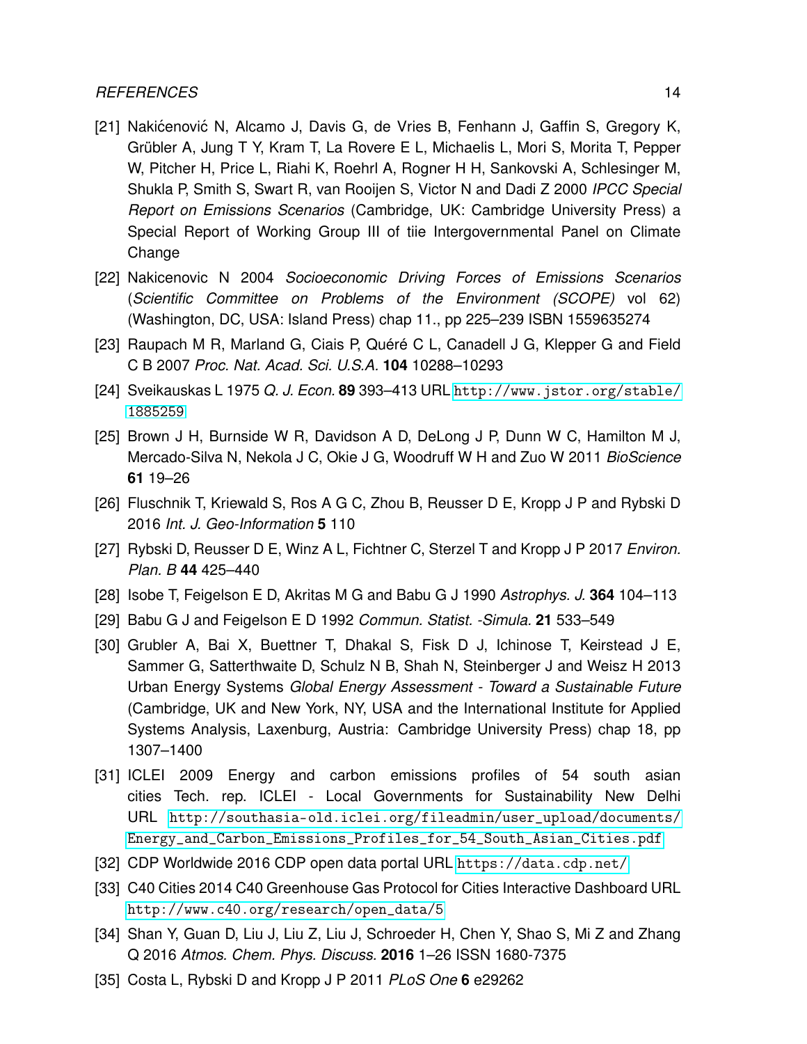[21] Nakićenović N, Alcamo J, Davis G, de Vries B, Fenhann J, Gaffin S, Gregory K, Grübler A, Jung T Y, Kram T, La Rovere E L, Michaelis L, Mori S, Morita T, Pepper W, Pitcher H, Price L, Riahi K, Roehrl A, Rogner H H, Sankovski A, Schlesinger M, Shukla P, Smith S, Swart R, van Rooijen S, Victor N and Dadi Z 2000 *IPCC Special Report on Emissions Scenarios* (Cambridge, UK: Cambridge University Press) a Special Report of Working Group III of tiie Intergovernmental Panel on Climate Change

[22] Nakicenovic N 2004 *Socioeconomic Driving Forces of Emissions Scenarios* (*Scientific Committee on Problems of the Environment (SCOPE)* vol 62) (Washington, DC, USA: Island Press) chap 11., pp 225–239 ISBN 1559635274

[23] Raupach M R, Marland G, Ciais P, Quéré C L, Canadell J G, Klepper G and Field C B 2007 *Proc. Nat. Acad. Sci. U.S.A.* **104** 10288–10293

[24] Sveikauskas L 1975 *Q. J. Econ.* **89** 393–413 URL http://www.jstor.org/stable/1885259

[25] Brown J H, Burnside W R, Davidson A D, DeLong J P, Dunn W C, Hamilton M J, Mercado-Silva N, Nekola J C, Okie J G, Woodruff W H and Zuo W 2011 *BioScience* **61** 19–26

[26] Fluschnik T, Kriewald S, Ros A G C, Zhou B, Reusser D E, Kropp J P and Rybski D 2016 *Int. J. Geo-Information* **5** 110

[27] Rybski D, Reusser D E, Winz A L, Fichtner C, Sterzel T and Kropp J P 2017 *Environ. Plan. B* **44** 425–440

[28] Isobe T, Feigelson E D, Akritas M G and Babu G J 1990 *Astrophys. J.* **364** 104–113

[29] Babu G J and Feigelson E D 1992 *Commun. Statist. -Simula.* **21** 533–549

[30] Grubler A, Bai X, Buettner T, Dhakal S, Fisk D J, Ichinose T, Keirstead J E, Sammer G, Satterthwaite D, Schulz N B, Shah N, Steinberger J and Weisz H 2013 Urban Energy Systems *Global Energy Assessment - Toward a Sustainable Future* (Cambridge, UK and New York, NY, USA and the International Institute for Applied Systems Analysis, Laxenburg, Austria: Cambridge University Press) chap 18, pp 1307–1400

[31] ICLEI 2009 Energy and carbon emissions profiles of 54 south asian cities Tech. rep. ICLEI - Local Governments for Sustainability New Delhi URL http://southasia-old.iclei.org/fileadmin/user_upload/documents/Energy_and_Carbon_Emissions_Profiles_for_54_South_Asian_Cities.pdf

[32] CDP Worldwide 2016 CDP open data portal URL https://data.cdp.net/

[33] C40 Cities 2014 C40 Greenhouse Gas Protocol for Cities Interactive Dashboard URL http://www.c40.org/research/open_data/5

[34] Shan Y, Guan D, Liu J, Liu Z, Liu J, Schroeder H, Chen Y, Shao S, Mi Z and Zhang Q 2016 *Atmos. Chem. Phys. Discuss.* **2016** 1–26 ISSN 1680-7375

[35] Costa L, Rybski D and Kropp J P 2011 *PLoS One* **6** e29262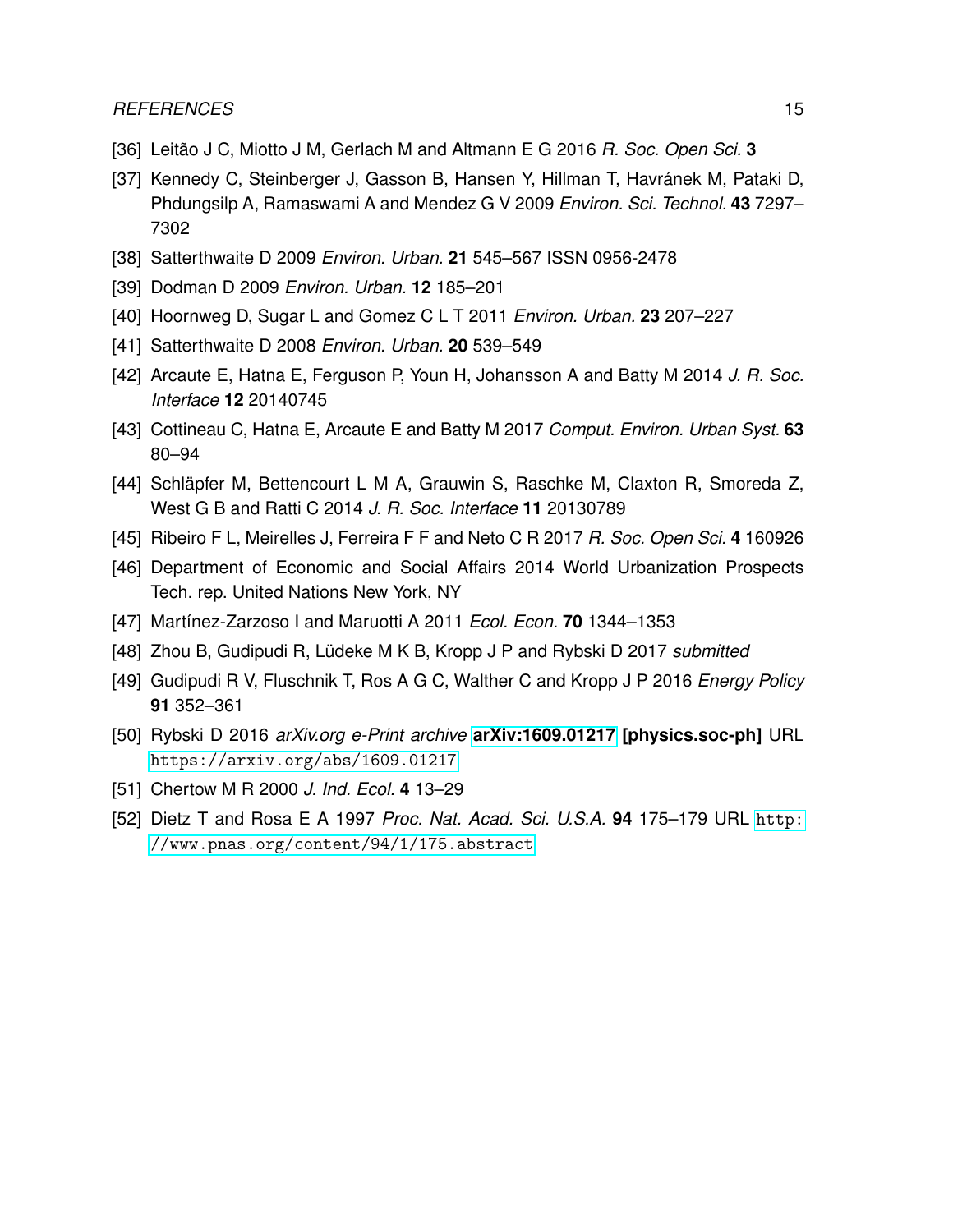[36] Leitão J C, Miotto J M, Gerlach M and Altmann E G 2016 *R. Soc. Open Sci.* **3**

[37] Kennedy C, Steinberger J, Gasson B, Hansen Y, Hillman T, Havránek M, Pataki D, Phdungsilp A, Ramaswami A and Mendez G V 2009 *Environ. Sci. Technol.* **43** 7297–7302

[38] Satterthwaite D 2009 *Environ. Urban.* **21** 545–567 ISSN 0956-2478

[39] Dodman D 2009 *Environ. Urban.* **12** 185–201

[40] Hoornweg D, Sugar L and Gomez C L T 2011 *Environ. Urban.* **23** 207–227

[41] Satterthwaite D 2008 *Environ. Urban.* **20** 539–549

[42] Arcaute E, Hatna E, Ferguson P, Youn H, Johansson A and Batty M 2014 *J. R. Soc. Interface* **12** 20140745

[43] Cottineau C, Hatna E, Arcaute E and Batty M 2017 *Comput. Environ. Urban Syst.* **63** 80–94

[44] Schläpfer M, Bettencourt L M A, Grauwin S, Raschke M, Claxton R, Smoreda Z, West G B and Ratti C 2014 *J. R. Soc. Interface* **11** 20130789

[45] Ribeiro F L, Meirelles J, Ferreira F F and Neto C R 2017 *R. Soc. Open Sci.* **4** 160926

[46] Department of Economic and Social Affairs 2014 World Urbanization Prospects Tech. rep. United Nations New York, NY

[47] Martínez-Zarzoso I and Maruotti A 2011 *Ecol. Econ.* **70** 1344–1353

[48] Zhou B, Gudipudi R, Lüdeke M K B, Kropp J P and Rybski D 2017 *submitted*

[49] Gudipudi R V, Fluschnik T, Ros A G C, Walther C and Kropp J P 2016 *Energy Policy* **91** 352–361

[50] Rybski D 2016 *arXiv.org e-Print archive* **arXiv:1609.01217 [physics.soc-ph]** URL https://arxiv.org/abs/1609.01217

[51] Chertow M R 2000 *J. Ind. Ecol.* **4** 13–29

[52] Dietz T and Rosa E A 1997 *Proc. Nat. Acad. Sci. U.S.A.* **94** 175–179 URL http://www.pnas.org/content/94/1/175.abstract